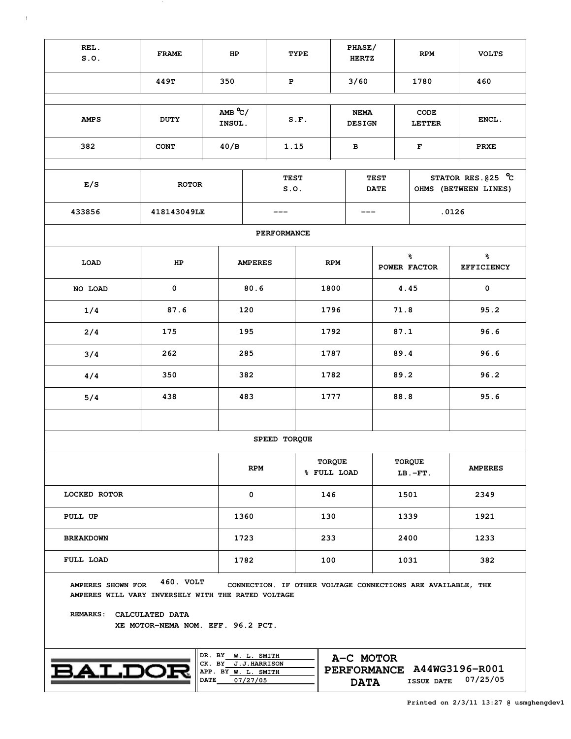| REL. S.O. | FRAME | HP | TYPE | PHASE/ HERTZ | RPM | VOLTS |
|---|---|---|---|---|---|---|
| | 449T | 350 | P | 3/60 | 1780 | 460 |

| AMPS | DUTY | AMB °C/ INSUL. | S.F. | NEMA DESIGN | CODE LETTER | ENCL. |
|---|---|---|---|---|---|---|
| 382 | CONT | 40/B | 1.15 | B | F | PRXE |

| E/S | ROTOR | TEST S.O. | TEST DATE | STATOR RES.@25 °C OHMS (BETWEEN LINES) |
|---|---|---|---|---|
| 433856 | 418143049LE | --- | --- | .0126 |

**PERFORMANCE**

| LOAD | HP | AMPERES | RPM | % POWER FACTOR | % EFFICIENCY |
|---|---|---|---|---|---|
| NO LOAD | 0 | 80.6 | 1800 | 4.45 | 0 |
| 1/4 | 87.6 | 120 | 1796 | 71.8 | 95.2 |
| 2/4 | 175 | 195 | 1792 | 87.1 | 96.6 |
| 3/4 | 262 | 285 | 1787 | 89.4 | 96.6 |
| 4/4 | 350 | 382 | 1782 | 89.2 | 96.2 |
| 5/4 | 438 | 483 | 1777 | 88.8 | 95.6 |
| | | | | | |

**SPEED TORQUE**

| | RPM | TORQUE % FULL LOAD | TORQUE LB.-FT. | AMPERES |
|---|---|---|---|---|
| LOCKED ROTOR | 0 | 146 | 1501 | 2349 |
| PULL UP | 1360 | 130 | 1339 | 1921 |
| BREAKDOWN | 1723 | 233 | 2400 | 1233 |
| FULL LOAD | 1782 | 100 | 1031 | 382 |

AMPERES SHOWN FOR 460. VOLT CONNECTION. IF OTHER VOLTAGE CONNECTIONS ARE AVAILABLE, THE AMPERES WILL VARY INVERSELY WITH THE RATED VOLTAGE

REMARKS: CALCULATED DATA
XE MOTOR-NEMA NOM. EFF. 96.2 PCT.

BALDOR

DR. BY W. L. SMITH
CK. BY J.J.HARRISON
APP. BY W. L. SMITH
DATE 07/27/05

**A-C MOTOR PERFORMANCE DATA** A44WG3196-R001
ISSUE DATE 07/25/05

Printed on 2/3/11 13:27 @ usmghengdev1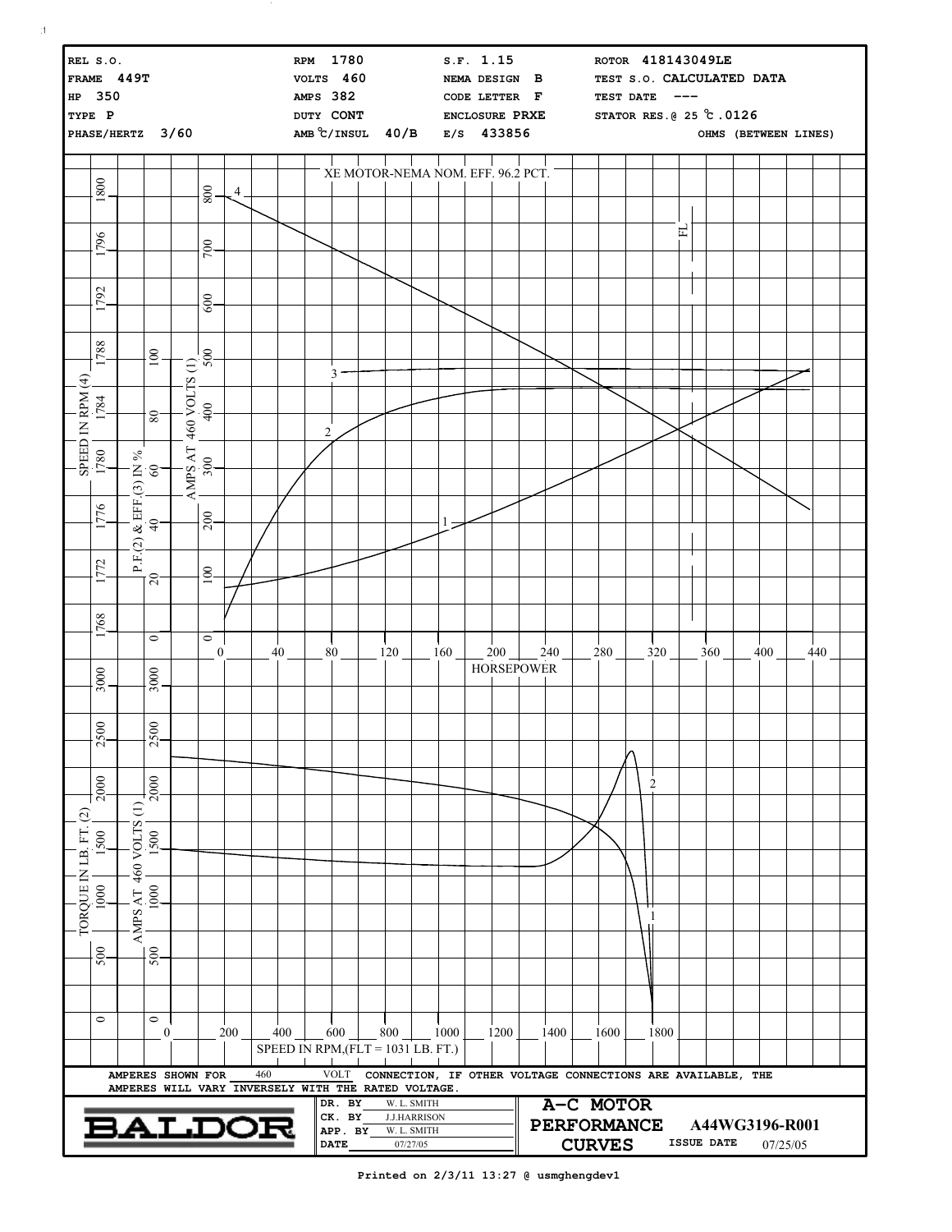REL S.O.
FRAME 449T
HP 350
TYPE P
PHASE/HERTZ 3/60

RPM 1780
VOLTS 460
AMPS 382
DUTY CONT
AMB ℃/INSUL 40/B

S.F. 1.15
NEMA DESIGN B
CODE LETTER F
ENCLOSURE PRXE
E/S 433856

ROTOR 418143049LE
TEST S.O. CALCULATED DATA
TEST DATE ---
STATOR RES.@ 25 ℃ .0126 OHMS (BETWEEN LINES)

XE MOTOR-NEMA NOM. EFF. 96.2 PCT.

SPEED IN RPM (4)
1768 1772 1776 1780 1784 1788 1792 1796 1800

P.F.(2) & EFF.(3) IN %
0 20 40 60 80 100

AMPS AT 460 VOLTS (1)
0 100 200 300 400 500 600 700 800

FL

1 2 3 4

0 40 80 120 160 200 240 280 320 360 400 440
HORSEPOWER

TORQUE IN LB. FT. (2)
0 500 1000 1500 2000 2500 3000

AMPS AT 460 VOLTS (1)
0 500 1000 1500 2000 2500 3000

1 2

0 200 400 600 800 1000 1200 1400 1600 1800
SPEED IN RPM,(FLT = 1031 LB. FT.)

AMPERES SHOWN FOR 460 VOLT CONNECTION, IF OTHER VOLTAGE CONNECTIONS ARE AVAILABLE, THE AMPERES WILL VARY INVERSELY WITH THE RATED VOLTAGE.

BALDOR

DR. BY W. L. SMITH
CK. BY J.J.HARRISON
APP. BY W. L. SMITH
DATE 07/27/05

A-C MOTOR PERFORMANCE CURVES

A44WG3196-R001

ISSUE DATE 07/25/05

Printed on 2/3/11 13:27 @ usmghengdev1